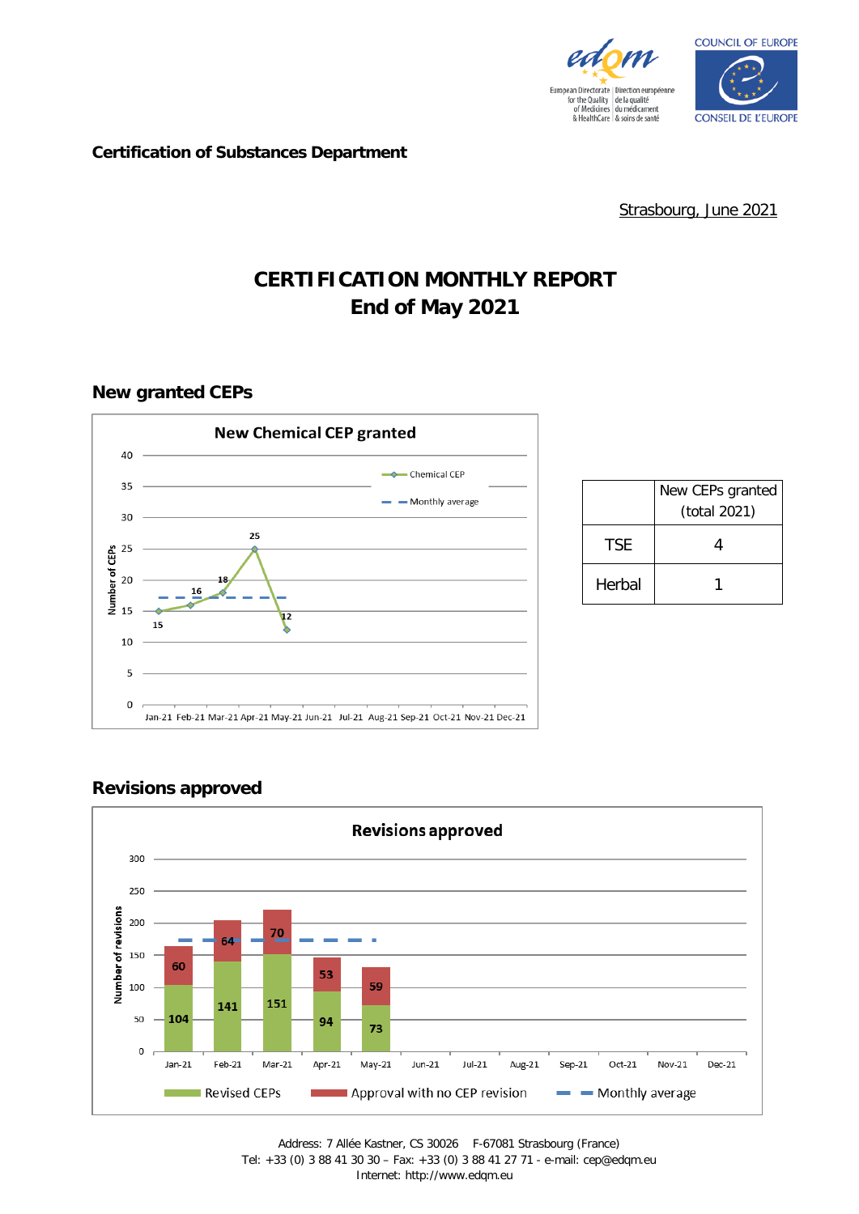**Certification of Substances Department**

Strasbourg, June 2021

# CERTIFICATION MONTHLY REPORT
# End of May 2021

## New granted CEPs

**New Chemical CEP granted**

| Month | Chemical CEP |
|---|---|
| Jan-21 | 15 |
| Feb-21 | 16 |
| Mar-21 | 18 |
| Apr-21 | 25 |
| May-21 | 12 |

| | New CEPs granted (total 2021) |
|---|---|
| TSE | 4 |
| Herbal | 1 |

## Revisions approved

**Revisions approved**

| Month | Revised CEPs | Approval with no CEP revision |
|---|---|---|
| Jan-21 | 104 | 60 |
| Feb-21 | 141 | 64 |
| Mar-21 | 151 | 70 |
| Apr-21 | 94 | 53 |
| May-21 | 73 | 59 |

Address: 7 Allée Kastner, CS 30026 F-67081 Strasbourg (France)
Tel: +33 (0) 3 88 41 30 30 – Fax: +33 (0) 3 88 41 27 71 - e-mail: cep@edqm.eu
Internet: http://www.edqm.eu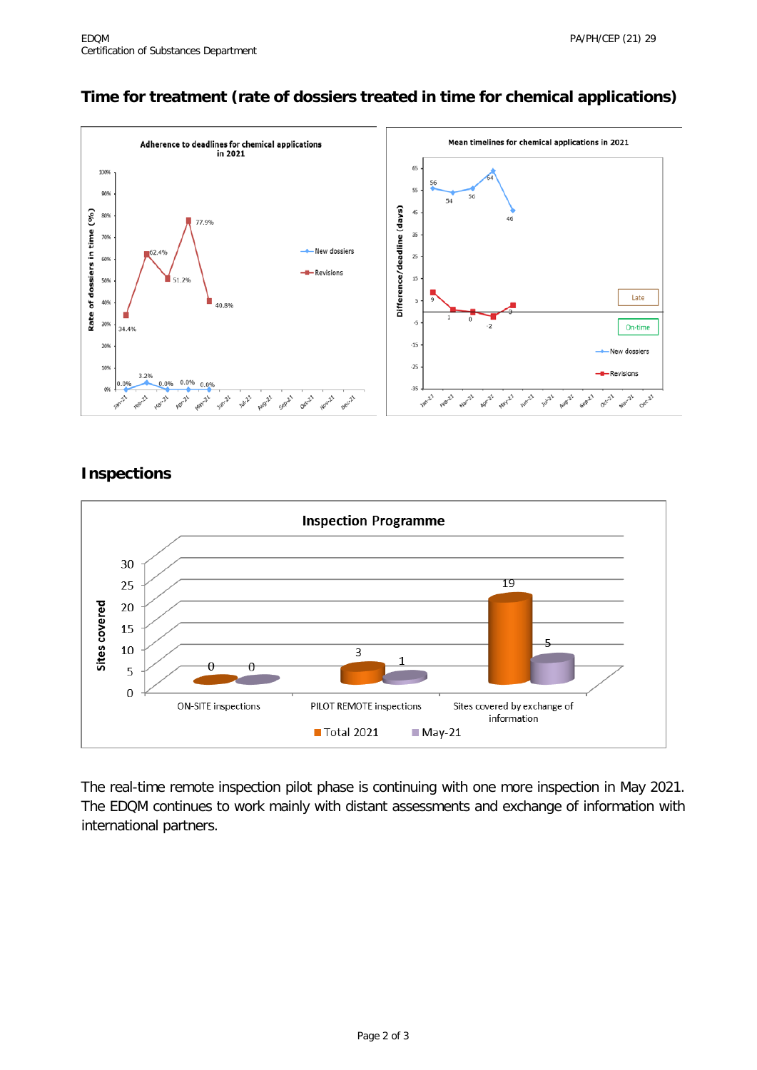## Time for treatment (rate of dossiers treated in time for chemical applications)

## Inspections

The real-time remote inspection pilot phase is continuing with one more inspection in May 2021. The EDQM continues to work mainly with distant assessments and exchange of information with international partners.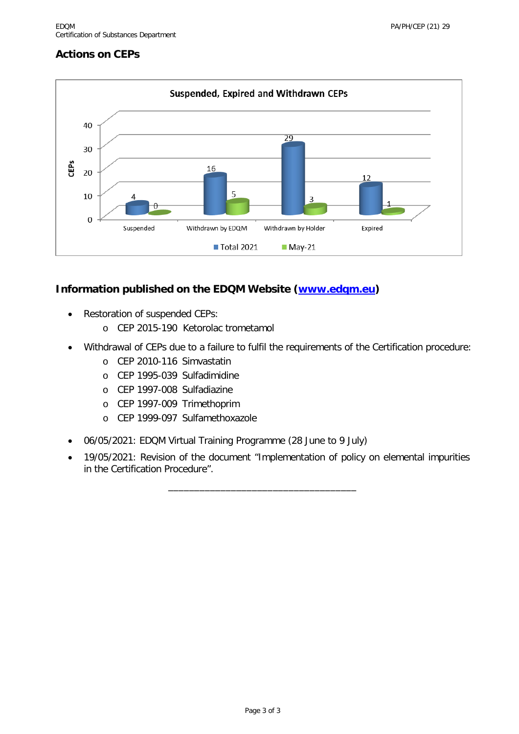## Actions on CEPs

Suspended, Expired and Withdrawn CEPs

CEPs

40
30
20
10
0

4
0
16
5
29
3
12
1

Suspended
Withdrawn by EDQM
Withdrawn by Holder
Expired

Total 2021
May-21

## Information published on the EDQM Website ([www.edqm.eu](http://www.edqm.eu))

- Restoration of suspended CEPs:
  - CEP 2015-190 Ketorolac trometamol
- Withdrawal of CEPs due to a failure to fulfil the requirements of the Certification procedure:
  - CEP 2010-116 Simvastatin
  - CEP 1995-039 Sulfadimidine
  - CEP 1997-008 Sulfadiazine
  - CEP 1997-009 Trimethoprim
  - CEP 1999-097 Sulfamethoxazole
- 06/05/2021: EDQM Virtual Training Programme (28 June to 9 July)
- 19/05/2021: Revision of the document "Implementation of policy on elemental impurities in the Certification Procedure".

---